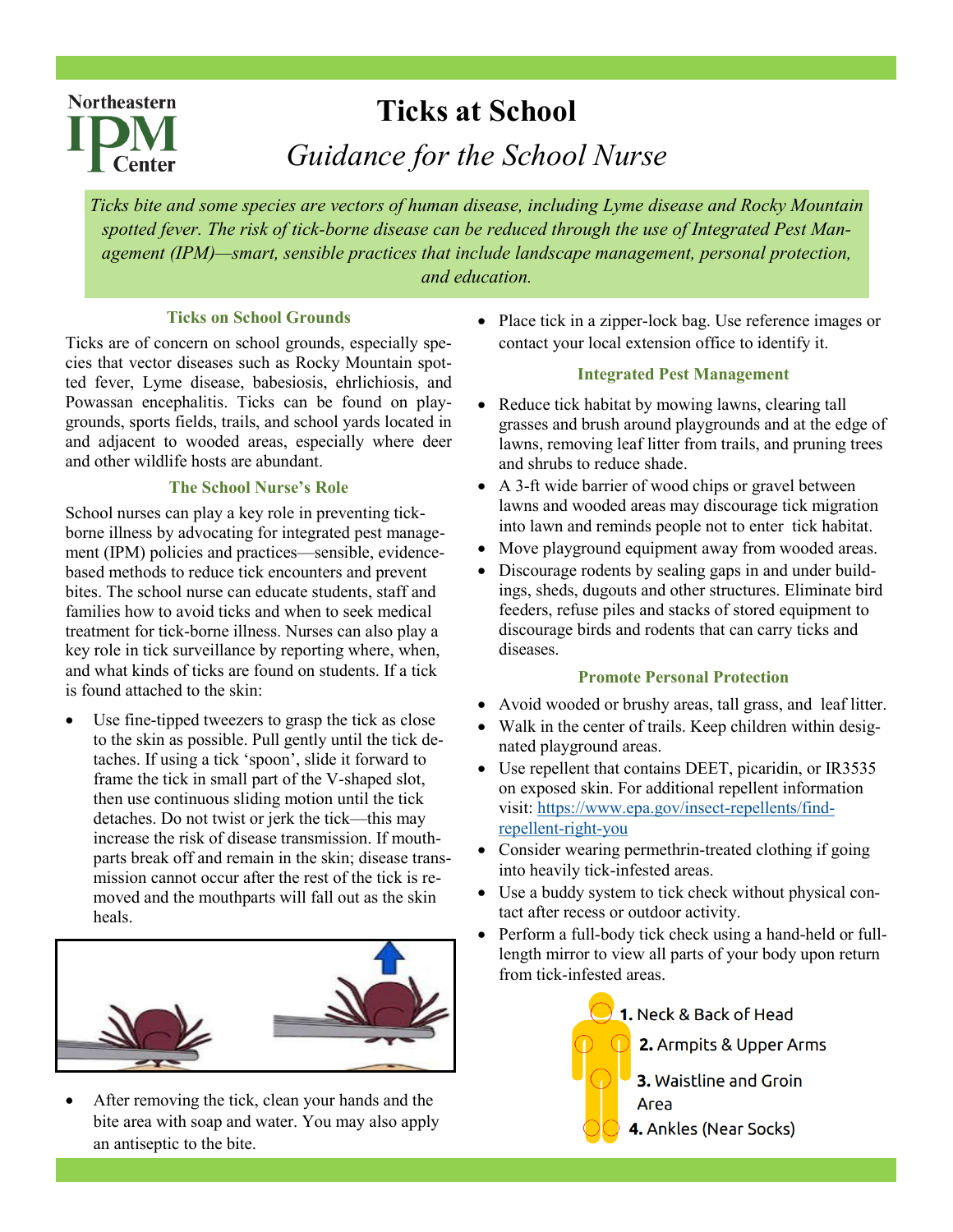Northeastern IPM Center

# Ticks at School

## *Guidance for the School Nurse*

*Ticks bite and some species are vectors of human disease, including Lyme disease and Rocky Mountain spotted fever. The risk of tick-borne disease can be reduced through the use of Integrated Pest Management (IPM)—smart, sensible practices that include landscape management, personal protection, and education.*

### Ticks on School Grounds

Ticks are of concern on school grounds, especially species that vector diseases such as Rocky Mountain spotted fever, Lyme disease, babesiosis, ehrlichiosis, and Powassan encephalitis. Ticks can be found on playgrounds, sports fields, trails, and school yards located in and adjacent to wooded areas, especially where deer and other wildlife hosts are abundant.

### The School Nurse's Role

School nurses can play a key role in preventing tick-borne illness by advocating for integrated pest management (IPM) policies and practices—sensible, evidence-based methods to reduce tick encounters and prevent bites. The school nurse can educate students, staff and families how to avoid ticks and when to seek medical treatment for tick-borne illness. Nurses can also play a key role in tick surveillance by reporting where, when, and what kinds of ticks are found on students. If a tick is found attached to the skin:

- Use fine-tipped tweezers to grasp the tick as close to the skin as possible. Pull gently until the tick detaches. If using a tick 'spoon', slide it forward to frame the tick in small part of the V-shaped slot, then use continuous sliding motion until the tick detaches. Do not twist or jerk the tick—this may increase the risk of disease transmission. If mouthparts break off and remain in the skin; disease transmission cannot occur after the rest of the tick is removed and the mouthparts will fall out as the skin heals.
- After removing the tick, clean your hands and the bite area with soap and water. You may also apply an antiseptic to the bite.
- Place tick in a zipper-lock bag. Use reference images or contact your local extension office to identify it.

### Integrated Pest Management

- Reduce tick habitat by mowing lawns, clearing tall grasses and brush around playgrounds and at the edge of lawns, removing leaf litter from trails, and pruning trees and shrubs to reduce shade.
- A 3-ft wide barrier of wood chips or gravel between lawns and wooded areas may discourage tick migration into lawn and reminds people not to enter tick habitat.
- Move playground equipment away from wooded areas.
- Discourage rodents by sealing gaps in and under buildings, sheds, dugouts and other structures. Eliminate bird feeders, refuse piles and stacks of stored equipment to discourage birds and rodents that can carry ticks and diseases.

### Promote Personal Protection

- Avoid wooded or brushy areas, tall grass, and leaf litter.
- Walk in the center of trails. Keep children within designated playground areas.
- Use repellent that contains DEET, picaridin, or IR3535 on exposed skin. For additional repellent information visit: https://www.epa.gov/insect-repellents/find-repellent-right-you
- Consider wearing permethrin-treated clothing if going into heavily tick-infested areas.
- Use a buddy system to tick check without physical contact after recess or outdoor activity.
- Perform a full-body tick check using a hand-held or full-length mirror to view all parts of your body upon return from tick-infested areas.

1. Neck & Back of Head
2. Armpits & Upper Arms
3. Waistline and Groin Area
4. Ankles (Near Socks)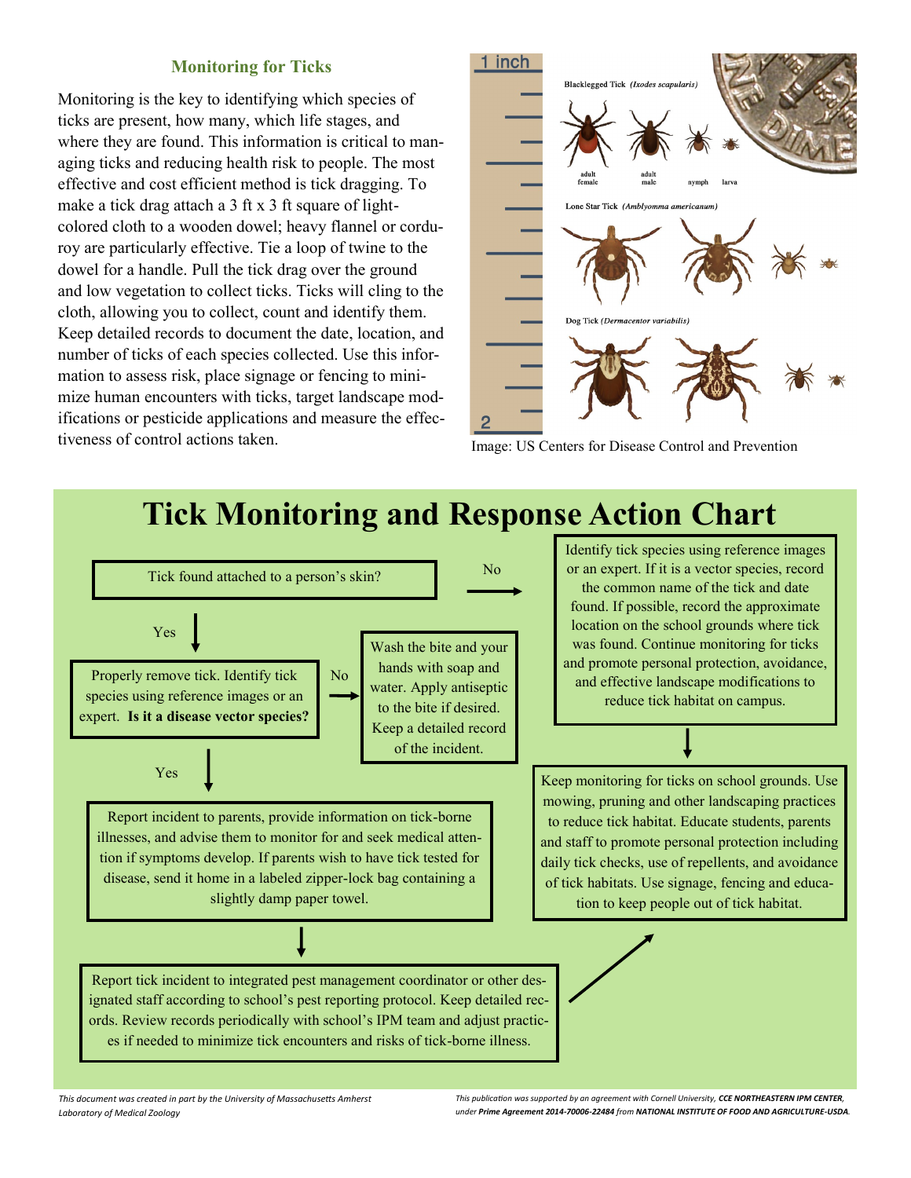### Monitoring for Ticks

Monitoring is the key to identifying which species of ticks are present, how many, which life stages, and where they are found. This information is critical to managing ticks and reducing health risk to people. The most effective and cost efficient method is tick dragging. To make a tick drag attach a 3 ft x 3 ft square of light-colored cloth to a wooden dowel; heavy flannel or corduroy are particularly effective. Tie a loop of twine to the dowel for a handle. Pull the tick drag over the ground and low vegetation to collect ticks. Ticks will cling to the cloth, allowing you to collect, count and identify them. Keep detailed records to document the date, location, and number of ticks of each species collected. Use this information to assess risk, place signage or fencing to minimize human encounters with ticks, target landscape modifications or pesticide applications and measure the effectiveness of control actions taken.

1 inch

Blacklegged Tick *(Ixodes scapularis)*

adult female

adult male

nymph

larva

Lone Star Tick *(Amblyomma americanum)*

Dog Tick *(Dermacentor variabilis)*

2

Image: US Centers for Disease Control and Prevention

# Tick Monitoring and Response Action Chart

Tick found attached to a person's skin?

No → Identify tick species using reference images or an expert. If it is a vector species, record the common name of the tick and date found. If possible, record the approximate location on the school grounds where tick was found. Continue monitoring for ticks and promote personal protection, avoidance, and effective landscape modifications to reduce tick habitat on campus.

↓

Keep monitoring for ticks on school grounds. Use mowing, pruning and other landscaping practices to reduce tick habitat. Educate students, parents and staff to promote personal protection including daily tick checks, use of repellents, and avoidance of tick habitats. Use signage, fencing and education to keep people out of tick habitat.

Yes ↓

Properly remove tick. Identify tick species using reference images or an expert. **Is it a disease vector species?**

No → Wash the bite and your hands with soap and water. Apply antiseptic to the bite if desired. Keep a detailed record of the incident.

Yes ↓

Report incident to parents, provide information on tick-borne illnesses, and advise them to monitor for and seek medical attention if symptoms develop. If parents wish to have tick tested for disease, send it home in a labeled zipper-lock bag containing a slightly damp paper towel.

↓

Report tick incident to integrated pest management coordinator or other designated staff according to school's pest reporting protocol. Keep detailed records. Review records periodically with school's IPM team and adjust practices if needed to minimize tick encounters and risks of tick-borne illness.

↗ (to "Keep monitoring for ticks on school grounds...")

*This document was created in part by the University of Massachusetts Amherst Laboratory of Medical Zoology*

*This publication was supported by an agreement with Cornell University, **CCE NORTHEASTERN IPM CENTER**, under **Prime Agreement 2014-70006-22484** from **NATIONAL INSTITUTE OF FOOD AND AGRICULTURE-USDA**.*